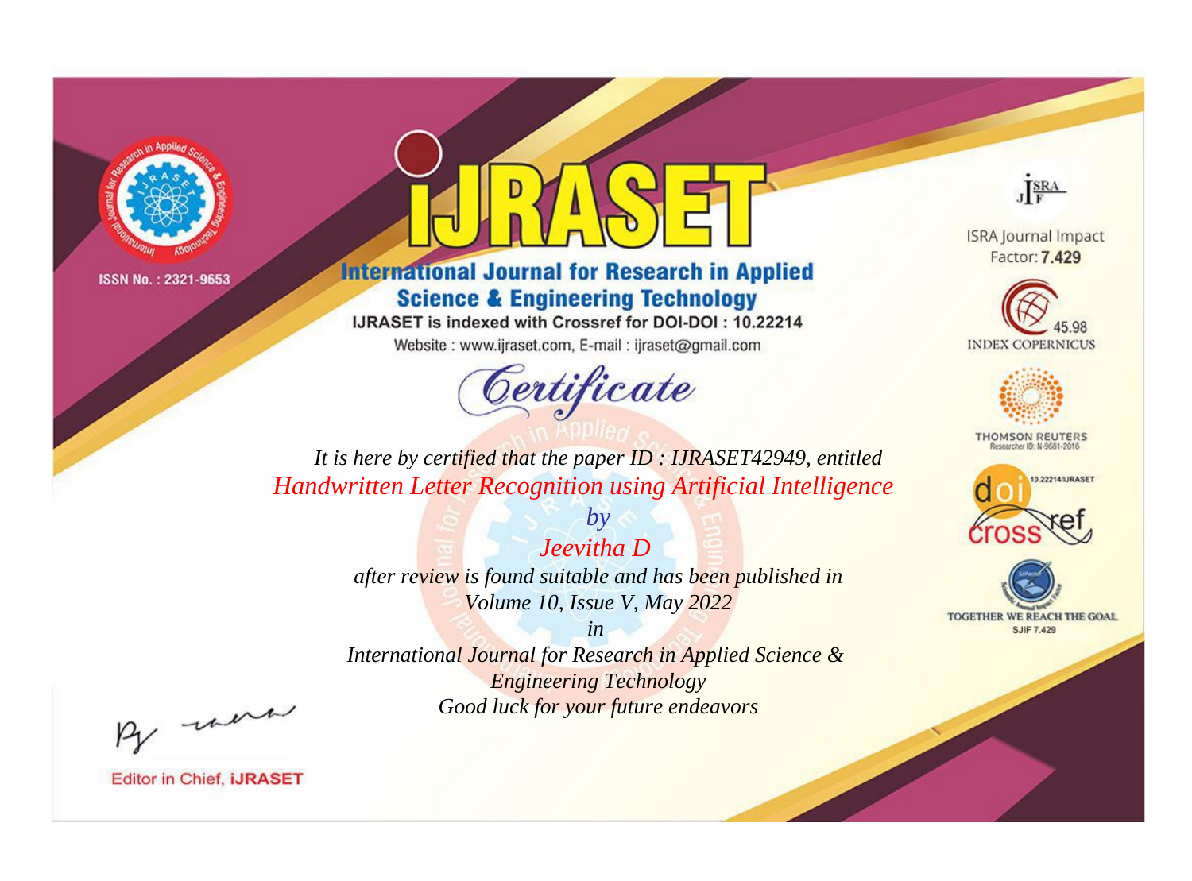ISSN No. : 2321-9653

# IJRASET

## International Journal for Research in Applied Science & Engineering Technology

IJRASET is indexed with Crossref for DOI-DOI : 10.22214

Website : www.ijraset.com, E-mail : ijraset@gmail.com

ISRA Journal Impact Factor: **7.429**

45.98 INDEX COPERNICUS

THOMSON REUTERS Researcher ID: N-9681-2016

10.22214/IJRASET

TOGETHER WE REACH THE GOAL SJIF 7.429

## *Certificate*

*It is here by certified that the paper ID : IJRASET42949, entitled*

*Handwritten Letter Recognition using Artificial Intelligence*

*by*

*Jeevitha D*

*after review is found suitable and has been published in*

*Volume 10, Issue V, May 2022*

*in*

*International Journal for Research in Applied Science & Engineering Technology*

*Good luck for your future endeavors*

Editor in Chief, **IJRASET**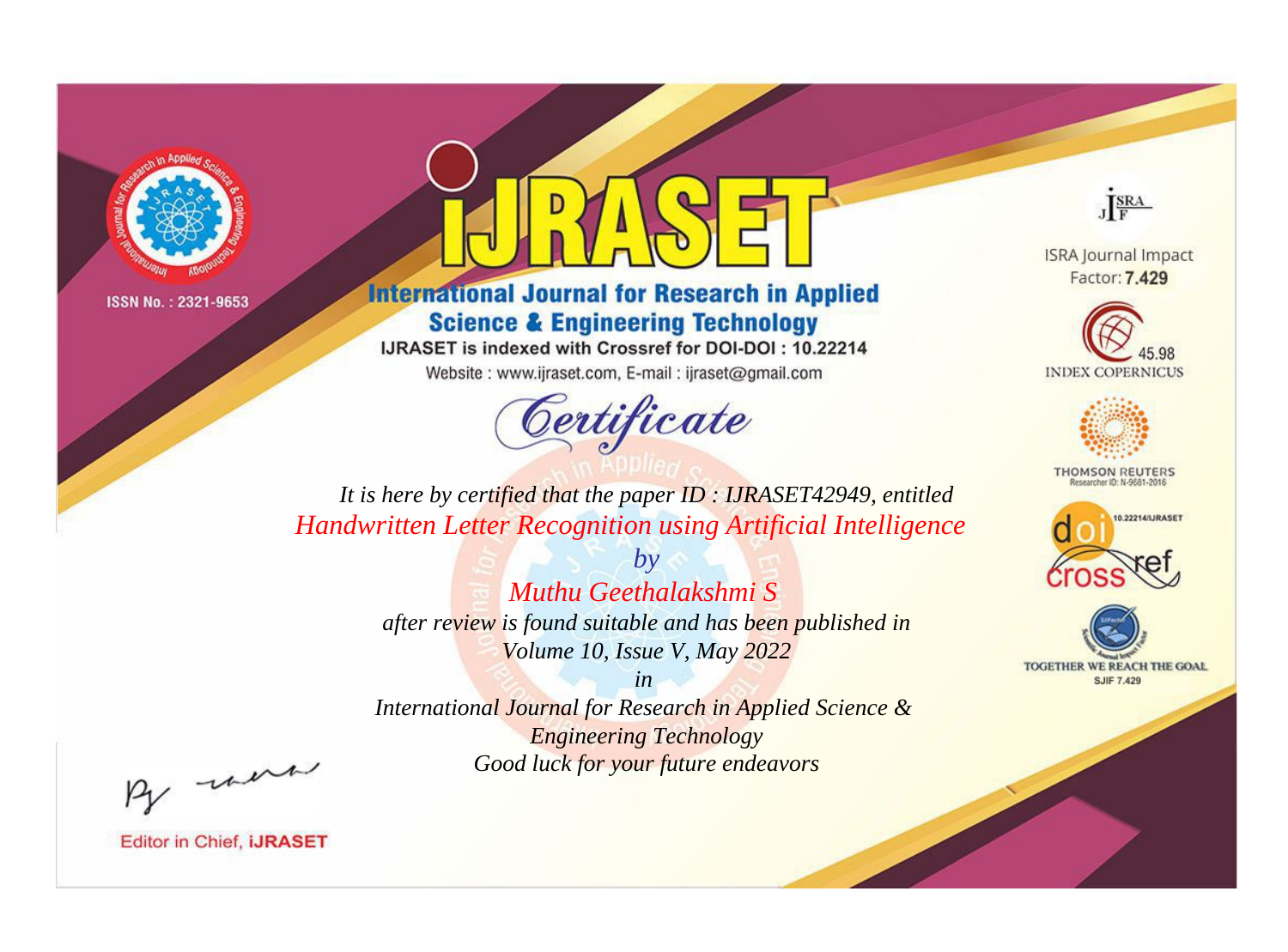ISSN No. : 2321-9653

# IJRASET

## International Journal for Research in Applied Science & Engineering Technology

IJRASET is indexed with Crossref for DOI-DOI : 10.22214

Website : www.ijraset.com, E-mail : ijraset@gmail.com

*Certificate*

*It is here by certified that the paper ID : IJRASET42949, entitled*

*Handwritten Letter Recognition using Artificial Intelligence*

*by*

*Muthu Geethalakshmi S*

*after review is found suitable and has been published in*

*Volume 10, Issue V, May 2022*

*in*

*International Journal for Research in Applied Science & Engineering Technology*

*Good luck for your future endeavors*

ISRA Journal Impact Factor: **7.429**

45.98 INDEX COPERNICUS

THOMSON REUTERS Researcher ID: N-9681-2016

10.22214/IJRASET

TOGETHER WE REACH THE GOAL SJIF 7.429

Editor in Chief, **iJRASET**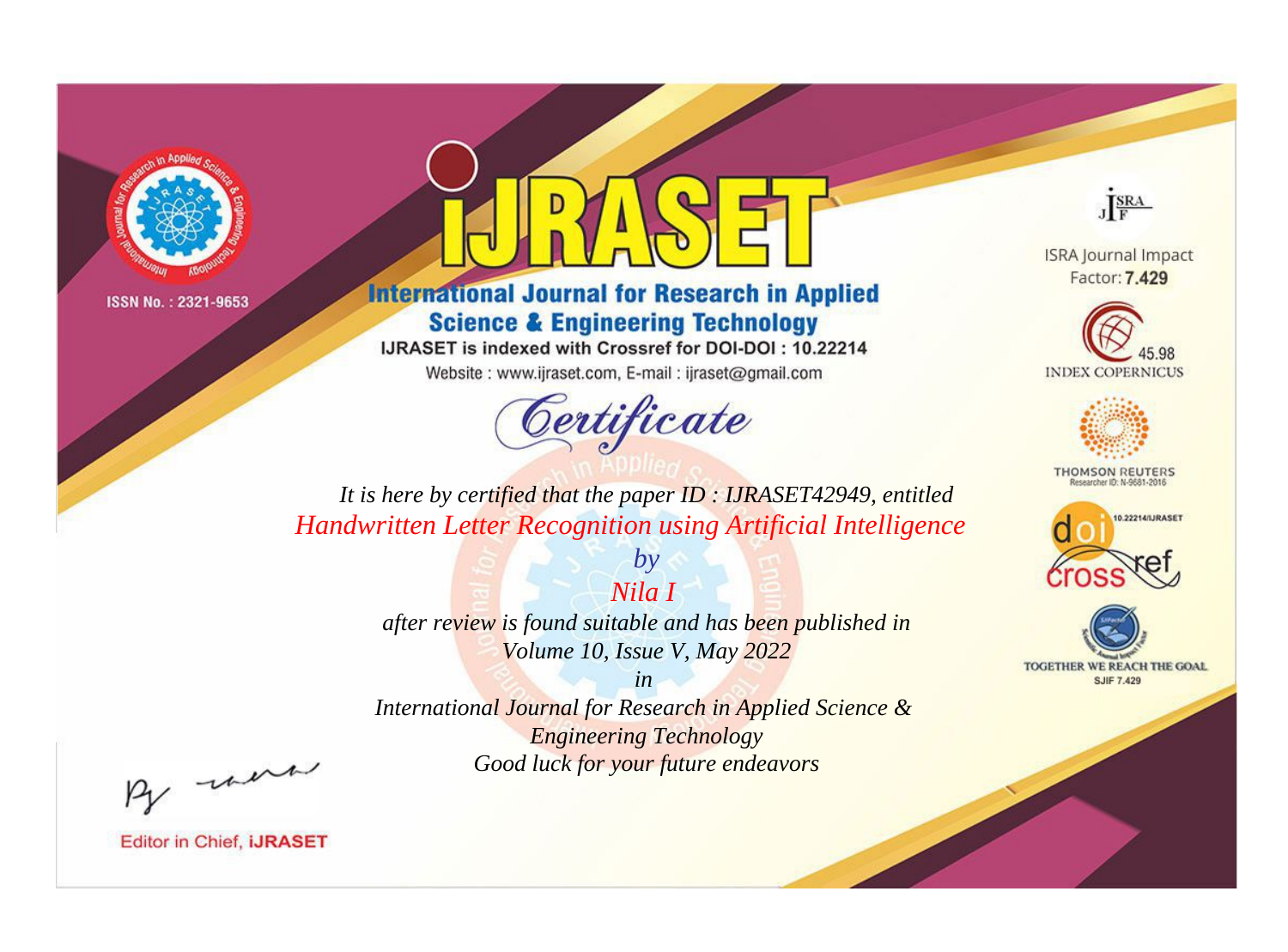ISSN No. : 2321-9653

# IJRASET

## International Journal for Research in Applied Science & Engineering Technology

IJRASET is indexed with Crossref for DOI-DOI : 10.22214

Website : www.ijraset.com, E-mail : ijraset@gmail.com

# Certificate

*It is here by certified that the paper ID : IJRASET42949, entitled*

*Handwritten Letter Recognition using Artificial Intelligence*

*by*

*Nila I*

*after review is found suitable and has been published in*

*Volume 10, Issue V, May 2022*

*in*

*International Journal for Research in Applied Science & Engineering Technology*

*Good luck for your future endeavors*

ISRA Journal Impact Factor: **7.429**

45.98 INDEX COPERNICUS

THOMSON REUTERS Researcher ID: N-9681-2016

10.22214/IJRASET

TOGETHER WE REACH THE GOAL SJIF 7.429

Editor in Chief, **iJRASET**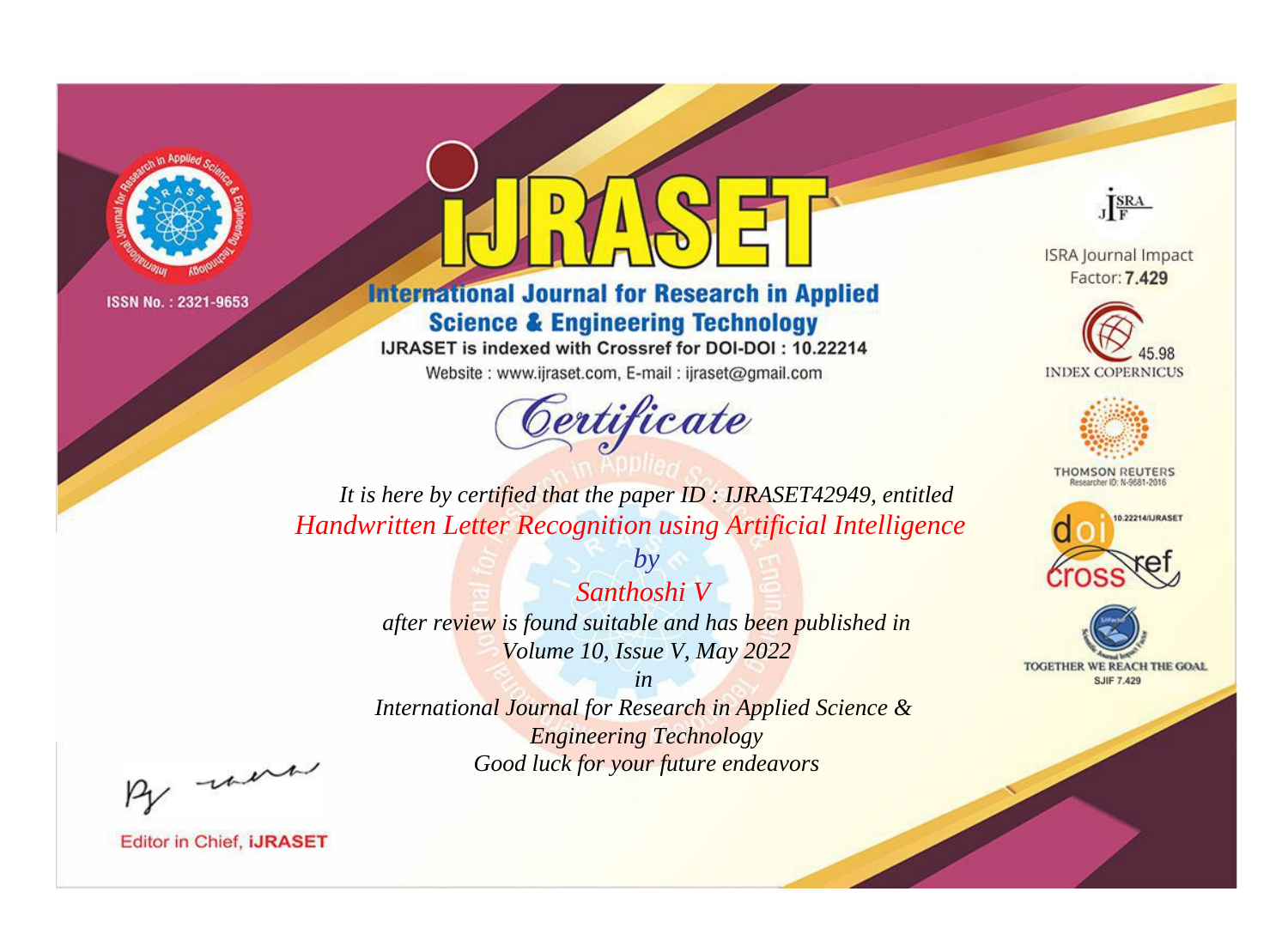ISSN No. : 2321-9653

# IJRASET

## International Journal for Research in Applied Science & Engineering Technology

IJRASET is indexed with Crossref for DOI-DOI : 10.22214

Website : www.ijraset.com, E-mail : ijraset@gmail.com

*Certificate*

*It is here by certified that the paper ID : IJRASET42949, entitled*

*Handwritten Letter Recognition using Artificial Intelligence*

*by*

*Santhoshi V*

*after review is found suitable and has been published in*

*Volume 10, Issue V, May 2022*

*in*

*International Journal for Research in Applied Science & Engineering Technology*

*Good luck for your future endeavors*

ISRA Journal Impact Factor: **7.429**

45.98 INDEX COPERNICUS

THOMSON REUTERS Researcher ID: N-9681-2016

10.22214/IJRASET

TOGETHER WE REACH THE GOAL SJIF 7.429

Editor in Chief, **iJRASET**